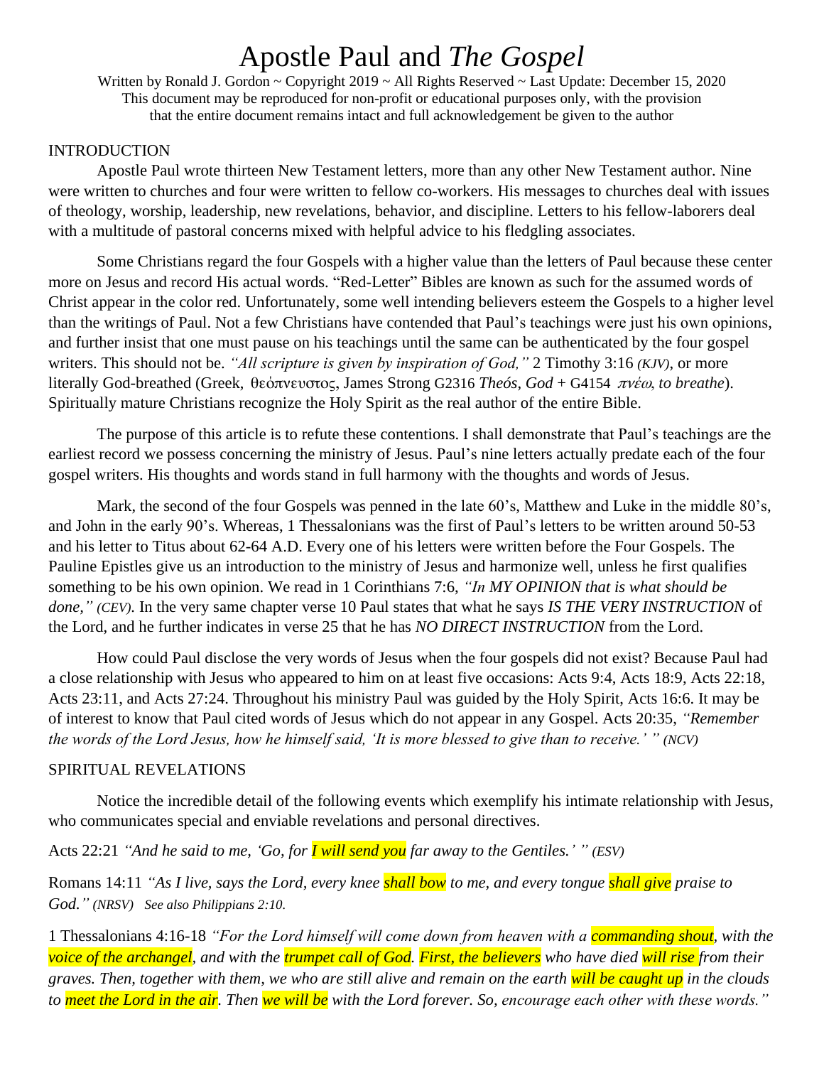# Apostle Paul and *The Gospel*

Written by Ronald J. Gordon ~ Copyright 2019 ~ All Rights Reserved ~ Last Update: December 15, 2020
This document may be reproduced for non-profit or educational purposes only, with the provision
that the entire document remains intact and full acknowledgement be given to the author

## INTRODUCTION

Apostle Paul wrote thirteen New Testament letters, more than any other New Testament author. Nine were written to churches and four were written to fellow co-workers. His messages to churches deal with issues of theology, worship, leadership, new revelations, behavior, and discipline. Letters to his fellow-laborers deal with a multitude of pastoral concerns mixed with helpful advice to his fledgling associates.

Some Christians regard the four Gospels with a higher value than the letters of Paul because these center more on Jesus and record His actual words. "Red-Letter" Bibles are known as such for the assumed words of Christ appear in the color red. Unfortunately, some well intending believers esteem the Gospels to a higher level than the writings of Paul. Not a few Christians have contended that Paul's teachings were just his own opinions, and further insist that one must pause on his teachings until the same can be authenticated by the four gospel writers. This should not be. *"All scripture is given by inspiration of God,"* 2 Timothy 3:16 *(KJV)*, or more literally God-breathed (Greek, θεόπνευστος, James Strong G2316 *Theós*, *God* + G4154 *πνέω*, *to breathe*). Spiritually mature Christians recognize the Holy Spirit as the real author of the entire Bible.

The purpose of this article is to refute these contentions. I shall demonstrate that Paul's teachings are the earliest record we possess concerning the ministry of Jesus. Paul's nine letters actually predate each of the four gospel writers. His thoughts and words stand in full harmony with the thoughts and words of Jesus.

Mark, the second of the four Gospels was penned in the late 60's, Matthew and Luke in the middle 80's, and John in the early 90's. Whereas, 1 Thessalonians was the first of Paul's letters to be written around 50-53 and his letter to Titus about 62-64 A.D. Every one of his letters were written before the Four Gospels. The Pauline Epistles give us an introduction to the ministry of Jesus and harmonize well, unless he first qualifies something to be his own opinion. We read in 1 Corinthians 7:6, *"In MY OPINION that is what should be done," (CEV).* In the very same chapter verse 10 Paul states that what he says *IS THE VERY INSTRUCTION* of the Lord, and he further indicates in verse 25 that he has *NO DIRECT INSTRUCTION* from the Lord.

How could Paul disclose the very words of Jesus when the four gospels did not exist? Because Paul had a close relationship with Jesus who appeared to him on at least five occasions: Acts 9:4, Acts 18:9, Acts 22:18, Acts 23:11, and Acts 27:24. Throughout his ministry Paul was guided by the Holy Spirit, Acts 16:6. It may be of interest to know that Paul cited words of Jesus which do not appear in any Gospel. Acts 20:35, *"Remember the words of the Lord Jesus, how he himself said, 'It is more blessed to give than to receive.' " (NCV)*

## SPIRITUAL REVELATIONS

Notice the incredible detail of the following events which exemplify his intimate relationship with Jesus, who communicates special and enviable revelations and personal directives.

Acts 22:21 *"And he said to me, 'Go, for I will send you far away to the Gentiles.' " (ESV)*

Romans 14:11 *"As I live, says the Lord, every knee shall bow to me, and every tongue shall give praise to God." (NRSV) See also Philippians 2:10.*

1 Thessalonians 4:16-18 *"For the Lord himself will come down from heaven with a commanding shout, with the voice of the archangel, and with the trumpet call of God. First, the believers who have died will rise from their graves. Then, together with them, we who are still alive and remain on the earth will be caught up in the clouds to meet the Lord in the air. Then we will be with the Lord forever. So, encourage each other with these words."*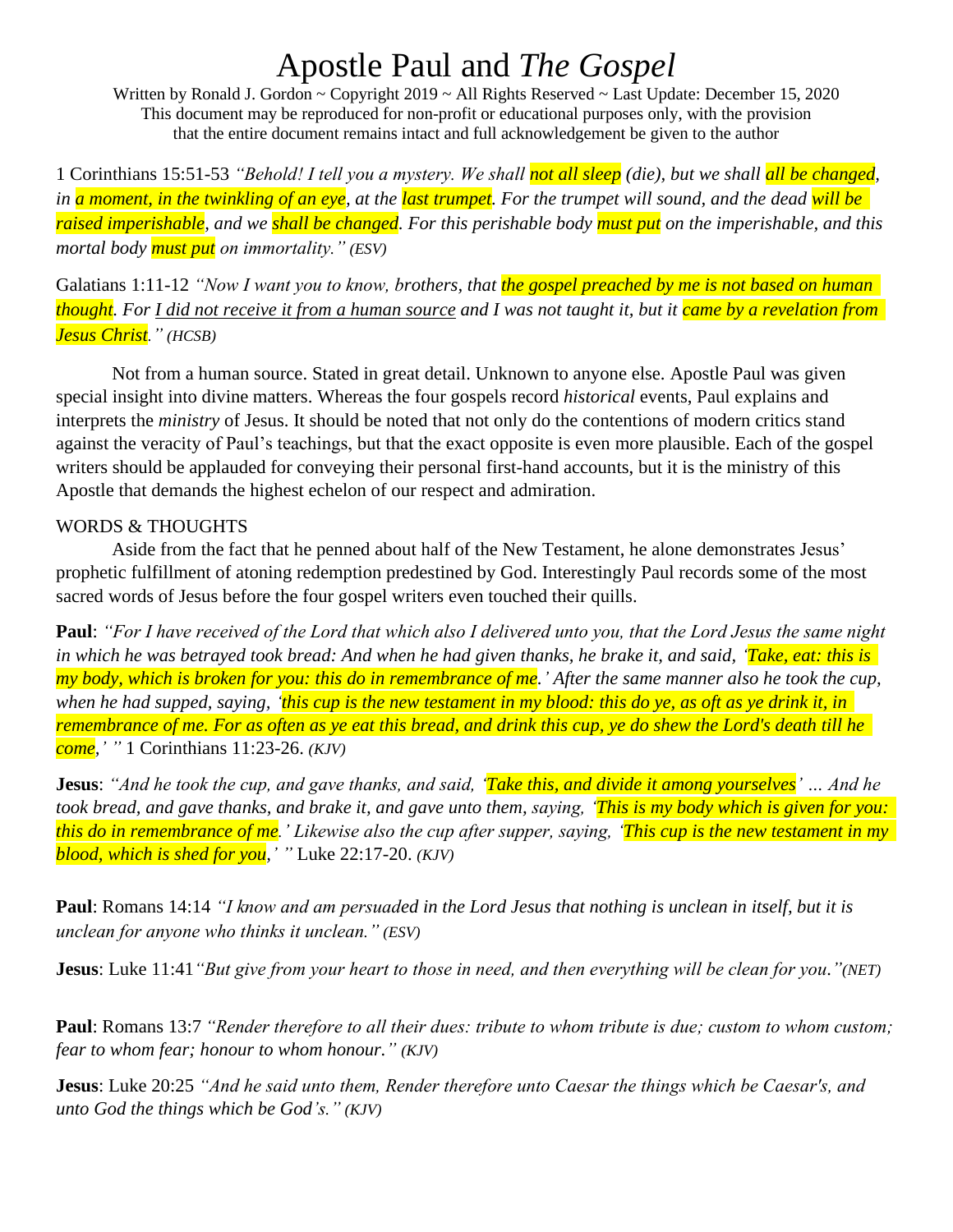# Apostle Paul and *The Gospel*

Written by Ronald J. Gordon ~ Copyright 2019 ~ All Rights Reserved ~ Last Update: December 15, 2020
This document may be reproduced for non-profit or educational purposes only, with the provision that the entire document remains intact and full acknowledgement be given to the author

1 Corinthians 15:51-53 *"Behold! I tell you a mystery. We shall not all sleep (die), but we shall all be changed, in a moment, in the twinkling of an eye, at the last trumpet. For the trumpet will sound, and the dead will be raised imperishable, and we shall be changed. For this perishable body must put on the imperishable, and this mortal body must put on immortality." (ESV)*

Galatians 1:11-12 *"Now I want you to know, brothers, that the gospel preached by me is not based on human thought. For I did not receive it from a human source and I was not taught it, but it came by a revelation from Jesus Christ." (HCSB)*

Not from a human source. Stated in great detail. Unknown to anyone else. Apostle Paul was given special insight into divine matters. Whereas the four gospels record *historical* events, Paul explains and interprets the *ministry* of Jesus. It should be noted that not only do the contentions of modern critics stand against the veracity of Paul's teachings, but that the exact opposite is even more plausible. Each of the gospel writers should be applauded for conveying their personal first-hand accounts, but it is the ministry of this Apostle that demands the highest echelon of our respect and admiration.

## WORDS & THOUGHTS

Aside from the fact that he penned about half of the New Testament, he alone demonstrates Jesus' prophetic fulfillment of atoning redemption predestined by God. Interestingly Paul records some of the most sacred words of Jesus before the four gospel writers even touched their quills.

**Paul**: *"For I have received of the Lord that which also I delivered unto you, that the Lord Jesus the same night in which he was betrayed took bread: And when he had given thanks, he brake it, and said, 'Take, eat: this is my body, which is broken for you: this do in remembrance of me.' After the same manner also he took the cup, when he had supped, saying, 'this cup is the new testament in my blood: this do ye, as oft as ye drink it, in remembrance of me. For as often as ye eat this bread, and drink this cup, ye do shew the Lord's death till he come,' "* 1 Corinthians 11:23-26. *(KJV)*

**Jesus**: *"And he took the cup, and gave thanks, and said, 'Take this, and divide it among yourselves' … And he took bread, and gave thanks, and brake it, and gave unto them, saying, 'This is my body which is given for you: this do in remembrance of me.' Likewise also the cup after supper, saying, 'This cup is the new testament in my blood, which is shed for you,' "* Luke 22:17-20. *(KJV)*

**Paul**: Romans 14:14 *"I know and am persuaded in the Lord Jesus that nothing is unclean in itself, but it is unclean for anyone who thinks it unclean." (ESV)*

**Jesus**: Luke 11:41 *"But give from your heart to those in need, and then everything will be clean for you."(NET)*

**Paul**: Romans 13:7 *"Render therefore to all their dues: tribute to whom tribute is due; custom to whom custom; fear to whom fear; honour to whom honour." (KJV)*

**Jesus**: Luke 20:25 *"And he said unto them, Render therefore unto Caesar the things which be Caesar's, and unto God the things which be God's." (KJV)*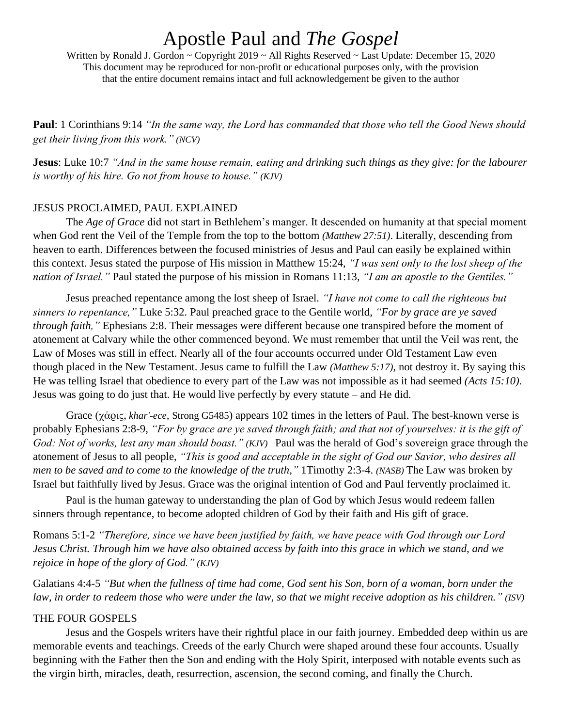# Apostle Paul and *The Gospel*

Written by Ronald J. Gordon ~ Copyright 2019 ~ All Rights Reserved ~ Last Update: December 15, 2020
This document may be reproduced for non-profit or educational purposes only, with the provision that the entire document remains intact and full acknowledgement be given to the author

**Paul**: 1 Corinthians 9:14 *"In the same way, the Lord has commanded that those who tell the Good News should get their living from this work." (NCV)*

**Jesus**: Luke 10:7 *"And in the same house remain, eating and drinking such things as they give: for the labourer is worthy of his hire. Go not from house to house." (KJV)*

## JESUS PROCLAIMED, PAUL EXPLAINED

The *Age of Grace* did not start in Bethlehem's manger. It descended on humanity at that special moment when God rent the Veil of the Temple from the top to the bottom *(Matthew 27:51)*. Literally, descending from heaven to earth. Differences between the focused ministries of Jesus and Paul can easily be explained within this context. Jesus stated the purpose of His mission in Matthew 15:24, *"I was sent only to the lost sheep of the nation of Israel."* Paul stated the purpose of his mission in Romans 11:13, *"I am an apostle to the Gentiles."*

Jesus preached repentance among the lost sheep of Israel. *"I have not come to call the righteous but sinners to repentance,"* Luke 5:32. Paul preached grace to the Gentile world, *"For by grace are ye saved through faith,"* Ephesians 2:8. Their messages were different because one transpired before the moment of atonement at Calvary while the other commenced beyond. We must remember that until the Veil was rent, the Law of Moses was still in effect. Nearly all of the four accounts occurred under Old Testament Law even though placed in the New Testament. Jesus came to fulfill the Law *(Matthew 5:17)*, not destroy it. By saying this He was telling Israel that obedience to every part of the Law was not impossible as it had seemed *(Acts 15:10)*. Jesus was going to do just that. He would live perfectly by every statute – and He did.

Grace (χάρις, *khar'-ece*, Strong G5485) appears 102 times in the letters of Paul. The best-known verse is probably Ephesians 2:8-9, *"For by grace are ye saved through faith; and that not of yourselves: it is the gift of God: Not of works, lest any man should boast." (KJV)* Paul was the herald of God's sovereign grace through the atonement of Jesus to all people, *"This is good and acceptable in the sight of God our Savior, who desires all men to be saved and to come to the knowledge of the truth,"* 1Timothy 2:3-4. *(NASB)* The Law was broken by Israel but faithfully lived by Jesus. Grace was the original intention of God and Paul fervently proclaimed it.

Paul is the human gateway to understanding the plan of God by which Jesus would redeem fallen sinners through repentance, to become adopted children of God by their faith and His gift of grace.

Romans 5:1-2 *"Therefore, since we have been justified by faith, we have peace with God through our Lord Jesus Christ. Through him we have also obtained access by faith into this grace in which we stand, and we rejoice in hope of the glory of God." (KJV)*

Galatians 4:4-5 *"But when the fullness of time had come, God sent his Son, born of a woman, born under the law, in order to redeem those who were under the law, so that we might receive adoption as his children." (ISV)*

## THE FOUR GOSPELS

Jesus and the Gospels writers have their rightful place in our faith journey. Embedded deep within us are memorable events and teachings. Creeds of the early Church were shaped around these four accounts. Usually beginning with the Father then the Son and ending with the Holy Spirit, interposed with notable events such as the virgin birth, miracles, death, resurrection, ascension, the second coming, and finally the Church.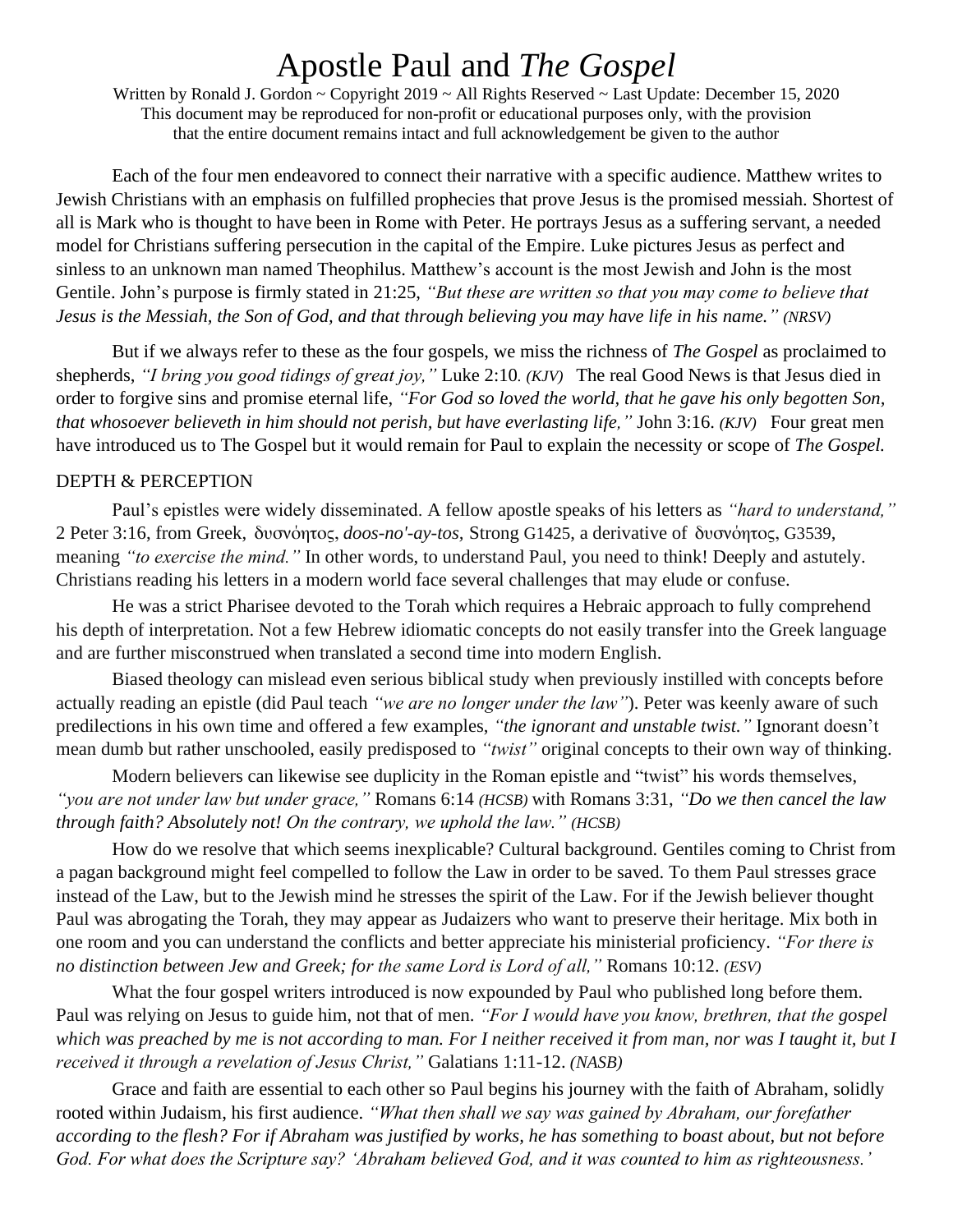# Apostle Paul and *The Gospel*

Written by Ronald J. Gordon ~ Copyright 2019 ~ All Rights Reserved ~ Last Update: December 15, 2020
This document may be reproduced for non-profit or educational purposes only, with the provision that the entire document remains intact and full acknowledgement be given to the author

Each of the four men endeavored to connect their narrative with a specific audience. Matthew writes to Jewish Christians with an emphasis on fulfilled prophecies that prove Jesus is the promised messiah. Shortest of all is Mark who is thought to have been in Rome with Peter. He portrays Jesus as a suffering servant, a needed model for Christians suffering persecution in the capital of the Empire. Luke pictures Jesus as perfect and sinless to an unknown man named Theophilus. Matthew's account is the most Jewish and John is the most Gentile. John's purpose is firmly stated in 21:25, *"But these are written so that you may come to believe that Jesus is the Messiah, the Son of God, and that through believing you may have life in his name." (NRSV)*

But if we always refer to these as the four gospels, we miss the richness of *The Gospel* as proclaimed to shepherds, *"I bring you good tidings of great joy,"* Luke 2:10. *(KJV)* The real Good News is that Jesus died in order to forgive sins and promise eternal life, *"For God so loved the world, that he gave his only begotten Son, that whosoever believeth in him should not perish, but have everlasting life,"* John 3:16. *(KJV)* Four great men have introduced us to The Gospel but it would remain for Paul to explain the necessity or scope of *The Gospel.*

## DEPTH & PERCEPTION

Paul's epistles were widely disseminated. A fellow apostle speaks of his letters as *"hard to understand,"* 2 Peter 3:16, from Greek, δυσνόητος, *doos-no'-ay-tos,* Strong G1425, a derivative of δυσνόητος, G3539, meaning *"to exercise the mind."* In other words, to understand Paul, you need to think! Deeply and astutely. Christians reading his letters in a modern world face several challenges that may elude or confuse.

He was a strict Pharisee devoted to the Torah which requires a Hebraic approach to fully comprehend his depth of interpretation. Not a few Hebrew idiomatic concepts do not easily transfer into the Greek language and are further misconstrued when translated a second time into modern English.

Biased theology can mislead even serious biblical study when previously instilled with concepts before actually reading an epistle (did Paul teach *"we are no longer under the law"*). Peter was keenly aware of such predilections in his own time and offered a few examples, *"the ignorant and unstable twist."* Ignorant doesn't mean dumb but rather unschooled, easily predisposed to *"twist"* original concepts to their own way of thinking.

Modern believers can likewise see duplicity in the Roman epistle and "twist" his words themselves, *"you are not under law but under grace,"* Romans 6:14 *(HCSB)* with Romans 3:31, *"Do we then cancel the law through faith? Absolutely not! On the contrary, we uphold the law." (HCSB)*

How do we resolve that which seems inexplicable? Cultural background. Gentiles coming to Christ from a pagan background might feel compelled to follow the Law in order to be saved. To them Paul stresses grace instead of the Law, but to the Jewish mind he stresses the spirit of the Law. For if the Jewish believer thought Paul was abrogating the Torah, they may appear as Judaizers who want to preserve their heritage. Mix both in one room and you can understand the conflicts and better appreciate his ministerial proficiency. *"For there is no distinction between Jew and Greek; for the same Lord is Lord of all,"* Romans 10:12. *(ESV)*

What the four gospel writers introduced is now expounded by Paul who published long before them. Paul was relying on Jesus to guide him, not that of men. *"For I would have you know, brethren, that the gospel which was preached by me is not according to man. For I neither received it from man, nor was I taught it, but I received it through a revelation of Jesus Christ,"* Galatians 1:11-12. *(NASB)*

Grace and faith are essential to each other so Paul begins his journey with the faith of Abraham, solidly rooted within Judaism, his first audience. *"What then shall we say was gained by Abraham, our forefather according to the flesh? For if Abraham was justified by works, he has something to boast about, but not before God. For what does the Scripture say? 'Abraham believed God, and it was counted to him as righteousness.'*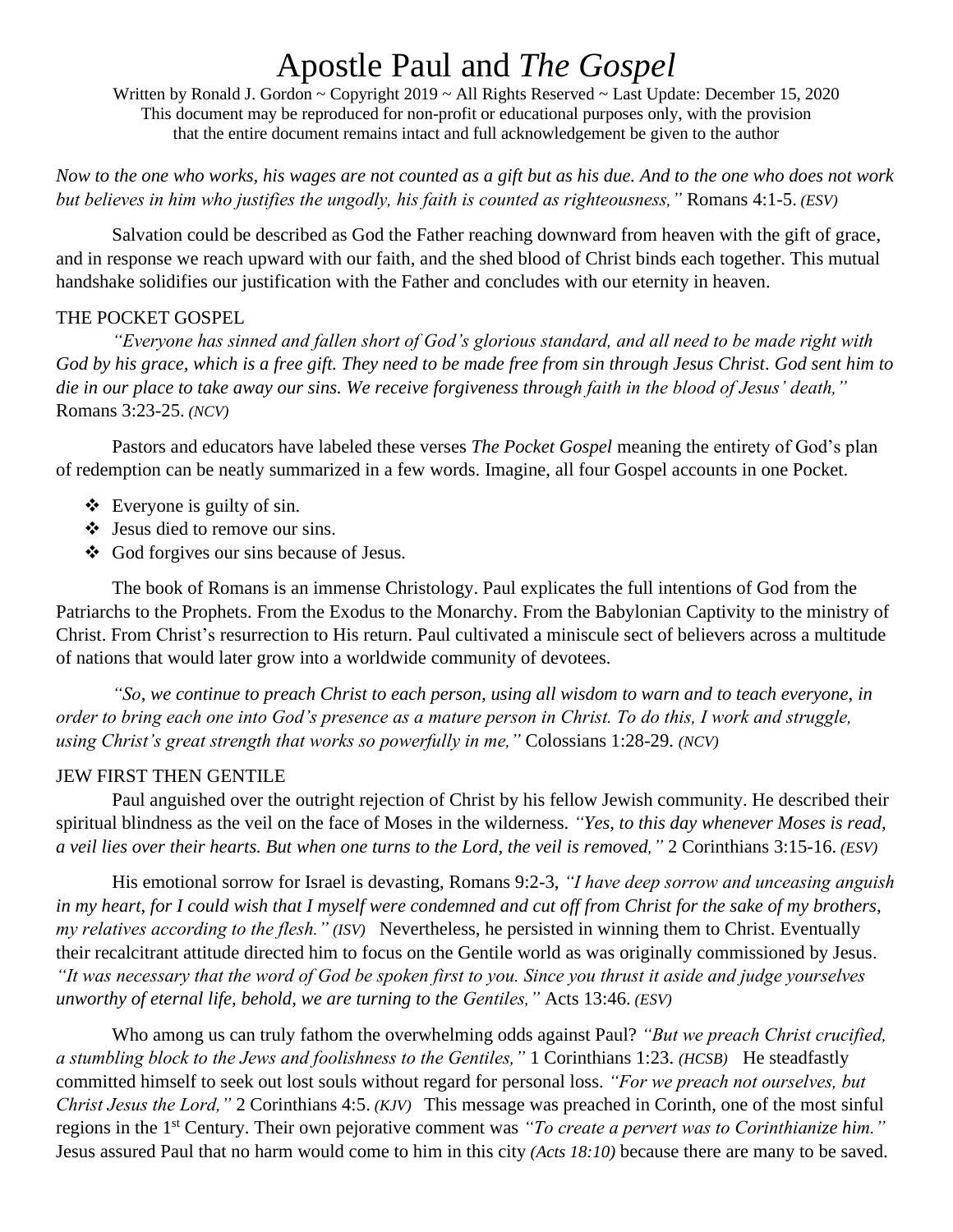# Apostle Paul and *The Gospel*

Written by Ronald J. Gordon ~ Copyright 2019 ~ All Rights Reserved ~ Last Update: December 15, 2020
This document may be reproduced for non-profit or educational purposes only, with the provision that the entire document remains intact and full acknowledgement be given to the author

*Now to the one who works, his wages are not counted as a gift but as his due. And to the one who does not work but believes in him who justifies the ungodly, his faith is counted as righteousness,"* Romans 4:1-5. *(ESV)*

Salvation could be described as God the Father reaching downward from heaven with the gift of grace, and in response we reach upward with our faith, and the shed blood of Christ binds each together. This mutual handshake solidifies our justification with the Father and concludes with our eternity in heaven.

## THE POCKET GOSPEL

*"Everyone has sinned and fallen short of God's glorious standard, and all need to be made right with God by his grace, which is a free gift. They need to be made free from sin through Jesus Christ. God sent him to die in our place to take away our sins. We receive forgiveness through faith in the blood of Jesus' death,"* Romans 3:23-25. *(NCV)*

Pastors and educators have labeled these verses *The Pocket Gospel* meaning the entirety of God's plan of redemption can be neatly summarized in a few words. Imagine, all four Gospel accounts in one Pocket.

- Everyone is guilty of sin.
- Jesus died to remove our sins.
- God forgives our sins because of Jesus.

The book of Romans is an immense Christology. Paul explicates the full intentions of God from the Patriarchs to the Prophets. From the Exodus to the Monarchy. From the Babylonian Captivity to the ministry of Christ. From Christ's resurrection to His return. Paul cultivated a miniscule sect of believers across a multitude of nations that would later grow into a worldwide community of devotees.

*"So, we continue to preach Christ to each person, using all wisdom to warn and to teach everyone, in order to bring each one into God's presence as a mature person in Christ. To do this, I work and struggle, using Christ's great strength that works so powerfully in me,"* Colossians 1:28-29. *(NCV)*

## JEW FIRST THEN GENTILE

Paul anguished over the outright rejection of Christ by his fellow Jewish community. He described their spiritual blindness as the veil on the face of Moses in the wilderness. *"Yes, to this day whenever Moses is read, a veil lies over their hearts. But when one turns to the Lord, the veil is removed,"* 2 Corinthians 3:15-16. *(ESV)*

His emotional sorrow for Israel is devasting, Romans 9:2-3, *"I have deep sorrow and unceasing anguish in my heart, for I could wish that I myself were condemned and cut off from Christ for the sake of my brothers, my relatives according to the flesh." (ISV)* Nevertheless, he persisted in winning them to Christ. Eventually their recalcitrant attitude directed him to focus on the Gentile world as was originally commissioned by Jesus. *"It was necessary that the word of God be spoken first to you. Since you thrust it aside and judge yourselves unworthy of eternal life, behold, we are turning to the Gentiles,"* Acts 13:46. *(ESV)*

Who among us can truly fathom the overwhelming odds against Paul? *"But we preach Christ crucified, a stumbling block to the Jews and foolishness to the Gentiles,"* 1 Corinthians 1:23. *(HCSB)* He steadfastly committed himself to seek out lost souls without regard for personal loss. *"For we preach not ourselves, but Christ Jesus the Lord,"* 2 Corinthians 4:5. *(KJV)* This message was preached in Corinth, one of the most sinful regions in the 1st Century. Their own pejorative comment was *"To create a pervert was to Corinthianize him."* Jesus assured Paul that no harm would come to him in this city *(Acts 18:10)* because there are many to be saved.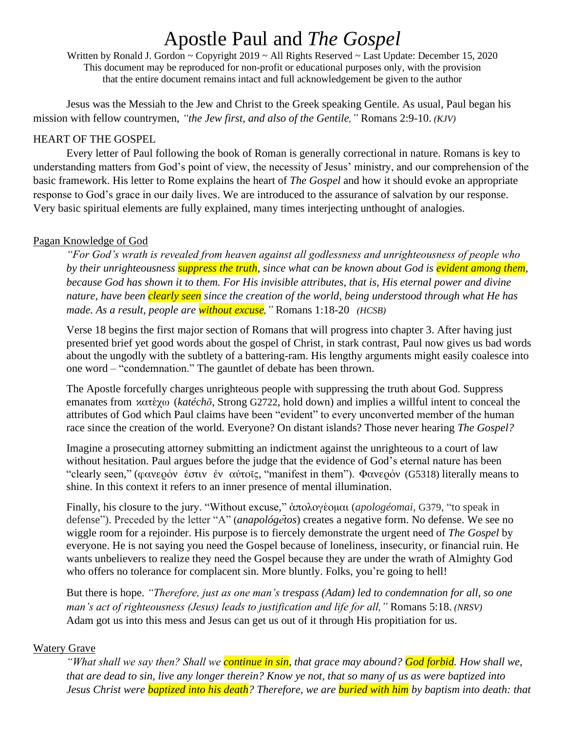# Apostle Paul and *The Gospel*

Written by Ronald J. Gordon ~ Copyright 2019 ~ All Rights Reserved ~ Last Update: December 15, 2020
This document may be reproduced for non-profit or educational purposes only, with the provision that the entire document remains intact and full acknowledgement be given to the author

Jesus was the Messiah to the Jew and Christ to the Greek speaking Gentile. As usual, Paul began his mission with fellow countrymen, *"the Jew first, and also of the Gentile,"* Romans 2:9-10. *(KJV)*

## HEART OF THE GOSPEL

Every letter of Paul following the book of Roman is generally correctional in nature. Romans is key to understanding matters from God's point of view, the necessity of Jesus' ministry, and our comprehension of the basic framework. His letter to Rome explains the heart of *The Gospel* and how it should evoke an appropriate response to God's grace in our daily lives. We are introduced to the assurance of salvation by our response. Very basic spiritual elements are fully explained, many times interjecting unthought of analogies.

### Pagan Knowledge of God

*"For God's wrath is revealed from heaven against all godlessness and unrighteousness of people who by their unrighteousness suppress the truth, since what can be known about God is evident among them, because God has shown it to them. For His invisible attributes, that is, His eternal power and divine nature, have been clearly seen since the creation of the world, being understood through what He has made. As a result, people are without excuse,"* Romans 1:18-20 *(HCSB)*

Verse 18 begins the first major section of Romans that will progress into chapter 3. After having just presented brief yet good words about the gospel of Christ, in stark contrast, Paul now gives us bad words about the ungodly with the subtlety of a battering-ram. His lengthy arguments might easily coalesce into one word – "condemnation." The gauntlet of debate has been thrown.

The Apostle forcefully charges unrighteous people with suppressing the truth about God. Suppress emanates from κατέχω (*katéchō*, Strong G2722, hold down) and implies a willful intent to conceal the attributes of God which Paul claims have been "evident" to every unconverted member of the human race since the creation of the world. Everyone? On distant islands? Those never hearing *The Gospel?*

Imagine a prosecuting attorney submitting an indictment against the unrighteous to a court of law without hesitation. Paul argues before the judge that the evidence of God's eternal nature has been "clearly seen," (φανερὸν ἐστιν ἐν αὐτοῖς, "manifest in them"). Φανερὸν (G5318) literally means to shine. In this context it refers to an inner presence of mental illumination.

Finally, his closure to the jury. "Without excuse," ἀπολογέομαι (*apologéomai*, G379, "to speak in defense"). Preceded by the letter "A" (*anapológētos*) creates a negative form. No defense. We see no wiggle room for a rejoinder. His purpose is to fiercely demonstrate the urgent need of *The Gospel* by everyone. He is not saying you need the Gospel because of loneliness, insecurity, or financial ruin. He wants unbelievers to realize they need the Gospel because they are under the wrath of Almighty God who offers no tolerance for complacent sin. More bluntly. Folks, you're going to hell!

But there is hope. *"Therefore, just as one man's trespass (Adam) led to condemnation for all, so one man's act of righteousness (Jesus) leads to justification and life for all,"* Romans 5:18. *(NRSV)* Adam got us into this mess and Jesus can get us out of it through His propitiation for us.

### Watery Grave

*"What shall we say then? Shall we continue in sin, that grace may abound? God forbid. How shall we, that are dead to sin, live any longer therein? Know ye not, that so many of us as were baptized into Jesus Christ were baptized into his death? Therefore, we are buried with him by baptism into death: that*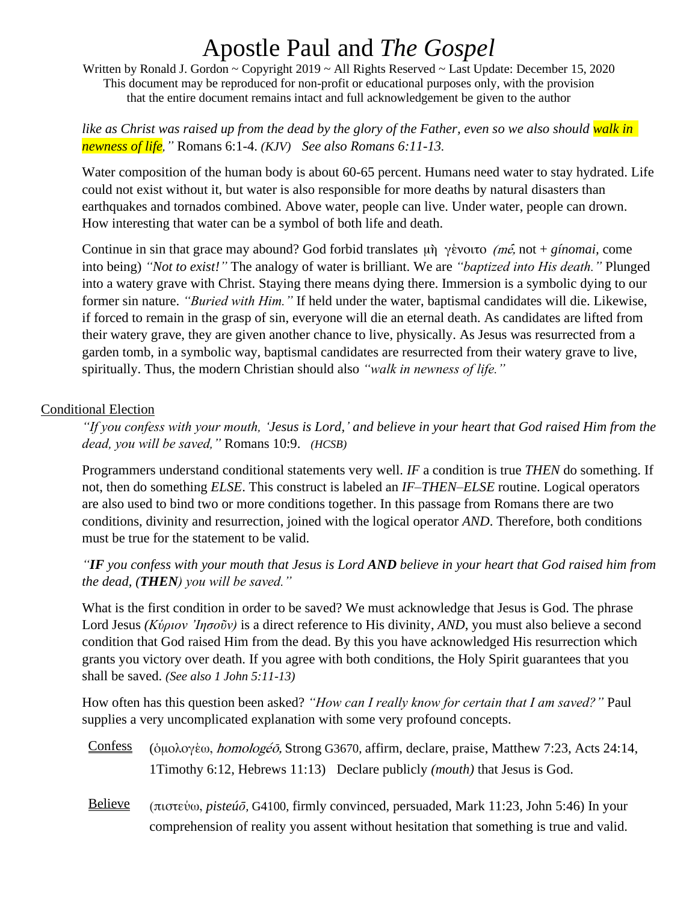*like as Christ was raised up from the dead by the glory of the Father, even so we also should walk in newness of life,"* Romans 6:1-4. *(KJV)* *See also Romans 6:11-13.*

Water composition of the human body is about 60-65 percent. Humans need water to stay hydrated. Life could not exist without it, but water is also responsible for more deaths by natural disasters than earthquakes and tornados combined. Above water, people can live. Under water, people can drown. How interesting that water can be a symbol of both life and death.

Continue in sin that grace may abound? God forbid translates μὴ γένοιτο *(mḗ,* not + *gínomai*, come into being) *"Not to exist!"* The analogy of water is brilliant. We are *"baptized into His death."* Plunged into a watery grave with Christ. Staying there means dying there. Immersion is a symbolic dying to our former sin nature. *"Buried with Him."* If held under the water, baptismal candidates will die. Likewise, if forced to remain in the grasp of sin, everyone will die an eternal death. As candidates are lifted from their watery grave, they are given another chance to live, physically. As Jesus was resurrected from a garden tomb, in a symbolic way, baptismal candidates are resurrected from their watery grave to live, spiritually. Thus, the modern Christian should also *"walk in newness of life."*

## Conditional Election

*"If you confess with your mouth, 'Jesus is Lord,' and believe in your heart that God raised Him from the dead, you will be saved,"* Romans 10:9. *(HCSB)*

Programmers understand conditional statements very well. *IF* a condition is true *THEN* do something. If not, then do something *ELSE*. This construct is labeled an *IF–THEN–ELSE* routine. Logical operators are also used to bind two or more conditions together. In this passage from Romans there are two conditions, divinity and resurrection, joined with the logical operator *AND*. Therefore, both conditions must be true for the statement to be valid.

*"**IF** you confess with your mouth that Jesus is Lord **AND** believe in your heart that God raised him from the dead, (**THEN**) you will be saved."*

What is the first condition in order to be saved? We must acknowledge that Jesus is God. The phrase Lord Jesus *(Κύριον Ἰησοῦν)* is a direct reference to His divinity, *AND*, you must also believe a second condition that God raised Him from the dead. By this you have acknowledged His resurrection which grants you victory over death. If you agree with both conditions, the Holy Spirit guarantees that you shall be saved. *(See also 1 John 5:11-13)*

How often has this question been asked? *"How can I really know for certain that I am saved?"* Paul supplies a very uncomplicated explanation with some very profound concepts.

Confess (ὁμολογέω, *homologéō,* Strong G3670, affirm, declare, praise, Matthew 7:23, Acts 24:14, 1Timothy 6:12, Hebrews 11:13) Declare publicly *(mouth)* that Jesus is God.

Believe (πιστεύω, *pisteúō,* G4100, firmly convinced, persuaded, Mark 11:23, John 5:46) In your comprehension of reality you assent without hesitation that something is true and valid.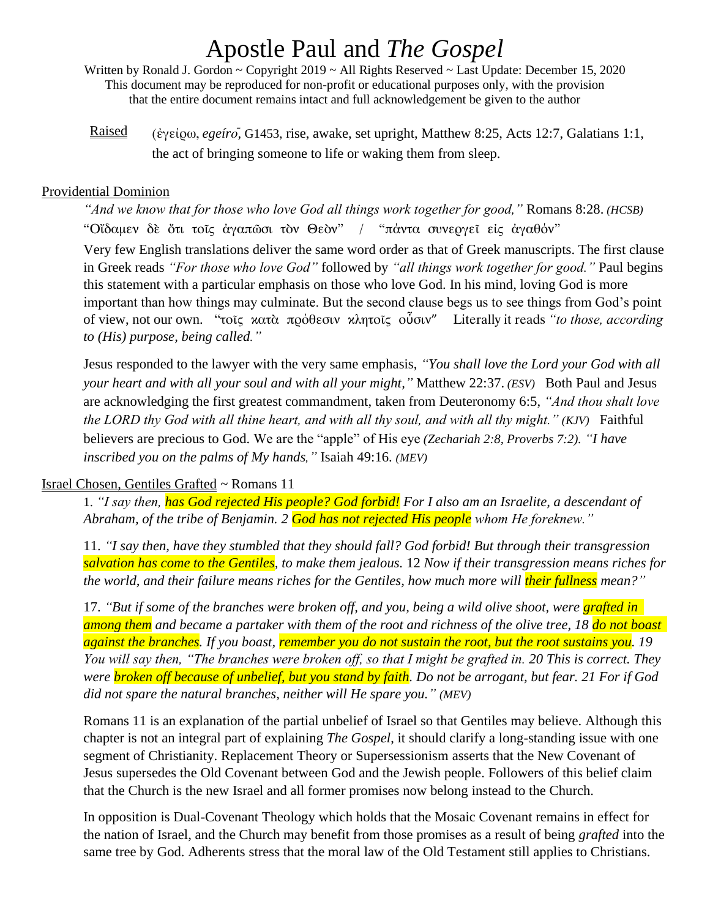# Apostle Paul and *The Gospel*

Written by Ronald J. Gordon ~ Copyright 2019 ~ All Rights Reserved ~ Last Update: December 15, 2020
This document may be reproduced for non-profit or educational purposes only, with the provision that the entire document remains intact and full acknowledgement be given to the author

Raised (ἐγείρω, *egeírō*, G1453, rise, awake, set upright, Matthew 8:25, Acts 12:7, Galatians 1:1, the act of bringing someone to life or waking them from sleep.

## Providential Dominion

*"And we know that for those who love God all things work together for good,"* Romans 8:28. ***(HCSB)***
"Οἴδαμεν δὲ ὅτι τοῖς ἀγαπῶσι τὸν Θεὸν" / "πάντα συνεργεῖ εἰς ἀγαθόν"

Very few English translations deliver the same word order as that of Greek manuscripts. The first clause in Greek reads *"For those who love God"* followed by *"all things work together for good."* Paul begins this statement with a particular emphasis on those who love God. In his mind, loving God is more important than how things may culminate. But the second clause begs us to see things from God's point of view, not our own. "τοῖς κατὰ πρόθεσιν κλητοῖς οὖσιν" Literally it reads *"to those, according to (His) purpose, being called."*

Jesus responded to the lawyer with the very same emphasis, *"You shall love the Lord your God with all your heart and with all your soul and with all your might,"* Matthew 22:37. ***(ESV)*** Both Paul and Jesus are acknowledging the first greatest commandment, taken from Deuteronomy 6:5, *"And thou shalt love the LORD thy God with all thine heart, and with all thy soul, and with all thy might." **(KJV)*** Faithful believers are precious to God. We are the "apple" of His eye ***(Zechariah 2:8, Proverbs 7:2).*** *"I have inscribed you on the palms of My hands,"* Isaiah 49:16. ***(MEV)***

## Israel Chosen, Gentiles Grafted ~ Romans 11

1. *"I say then, has God rejected His people? God forbid! For I also am an Israelite, a descendant of Abraham, of the tribe of Benjamin. 2 God has not rejected His people whom He foreknew."*

11. *"I say then, have they stumbled that they should fall? God forbid! But through their transgression salvation has come to the Gentiles, to make them jealous. 12 Now if their transgression means riches for the world, and their failure means riches for the Gentiles, how much more will their fullness mean?"*

17. *"But if some of the branches were broken off, and you, being a wild olive shoot, were grafted in among them and became a partaker with them of the root and richness of the olive tree, 18 do not boast against the branches. If you boast, remember you do not sustain the root, but the root sustains you. 19 You will say then, "The branches were broken off, so that I might be grafted in. 20 This is correct. They were broken off because of unbelief, but you stand by faith. Do not be arrogant, but fear. 21 For if God did not spare the natural branches, neither will He spare you." **(MEV)***

Romans 11 is an explanation of the partial unbelief of Israel so that Gentiles may believe. Although this chapter is not an integral part of explaining *The Gospel*, it should clarify a long-standing issue with one segment of Christianity. Replacement Theory or Supersessionism asserts that the New Covenant of Jesus supersedes the Old Covenant between God and the Jewish people. Followers of this belief claim that the Church is the new Israel and all former promises now belong instead to the Church.

In opposition is Dual-Covenant Theology which holds that the Mosaic Covenant remains in effect for the nation of Israel, and the Church may benefit from those promises as a result of being *grafted* into the same tree by God. Adherents stress that the moral law of the Old Testament still applies to Christians.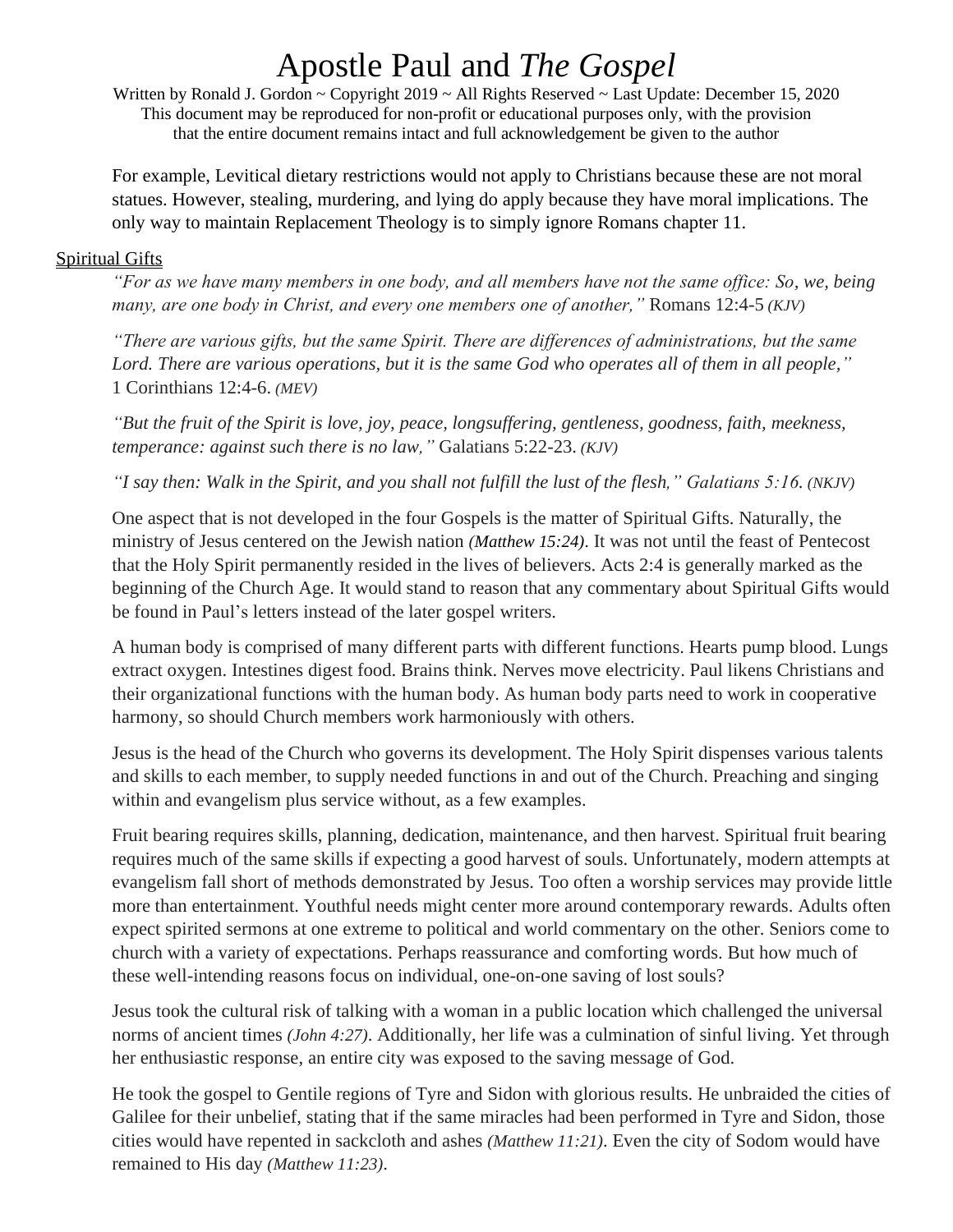For example, Levitical dietary restrictions would not apply to Christians because these are not moral statues. However, stealing, murdering, and lying do apply because they have moral implications. The only way to maintain Replacement Theology is to simply ignore Romans chapter 11.

Spiritual Gifts

*"For as we have many members in one body, and all members have not the same office: So, we, being many, are one body in Christ, and every one members one of another,"* Romans 12:4-5 *(KJV)*

*"There are various gifts, but the same Spirit. There are differences of administrations, but the same Lord. There are various operations, but it is the same God who operates all of them in all people,"* 1 Corinthians 12:4-6. *(MEV)*

*"But the fruit of the Spirit is love, joy, peace, longsuffering, gentleness, goodness, faith, meekness, temperance: against such there is no law,"* Galatians 5:22-23. *(KJV)*

*"I say then: Walk in the Spirit, and you shall not fulfill the lust of the flesh," Galatians 5:16. (NKJV)*

One aspect that is not developed in the four Gospels is the matter of Spiritual Gifts. Naturally, the ministry of Jesus centered on the Jewish nation *(Matthew 15:24)*. It was not until the feast of Pentecost that the Holy Spirit permanently resided in the lives of believers. Acts 2:4 is generally marked as the beginning of the Church Age. It would stand to reason that any commentary about Spiritual Gifts would be found in Paul's letters instead of the later gospel writers.

A human body is comprised of many different parts with different functions. Hearts pump blood. Lungs extract oxygen. Intestines digest food. Brains think. Nerves move electricity. Paul likens Christians and their organizational functions with the human body. As human body parts need to work in cooperative harmony, so should Church members work harmoniously with others.

Jesus is the head of the Church who governs its development. The Holy Spirit dispenses various talents and skills to each member, to supply needed functions in and out of the Church. Preaching and singing within and evangelism plus service without, as a few examples.

Fruit bearing requires skills, planning, dedication, maintenance, and then harvest. Spiritual fruit bearing requires much of the same skills if expecting a good harvest of souls. Unfortunately, modern attempts at evangelism fall short of methods demonstrated by Jesus. Too often a worship services may provide little more than entertainment. Youthful needs might center more around contemporary rewards. Adults often expect spirited sermons at one extreme to political and world commentary on the other. Seniors come to church with a variety of expectations. Perhaps reassurance and comforting words. But how much of these well-intending reasons focus on individual, one-on-one saving of lost souls?

Jesus took the cultural risk of talking with a woman in a public location which challenged the universal norms of ancient times *(John 4:27)*. Additionally, her life was a culmination of sinful living. Yet through her enthusiastic response, an entire city was exposed to the saving message of God.

He took the gospel to Gentile regions of Tyre and Sidon with glorious results. He unbraided the cities of Galilee for their unbelief, stating that if the same miracles had been performed in Tyre and Sidon, those cities would have repented in sackcloth and ashes *(Matthew 11:21)*. Even the city of Sodom would have remained to His day *(Matthew 11:23)*.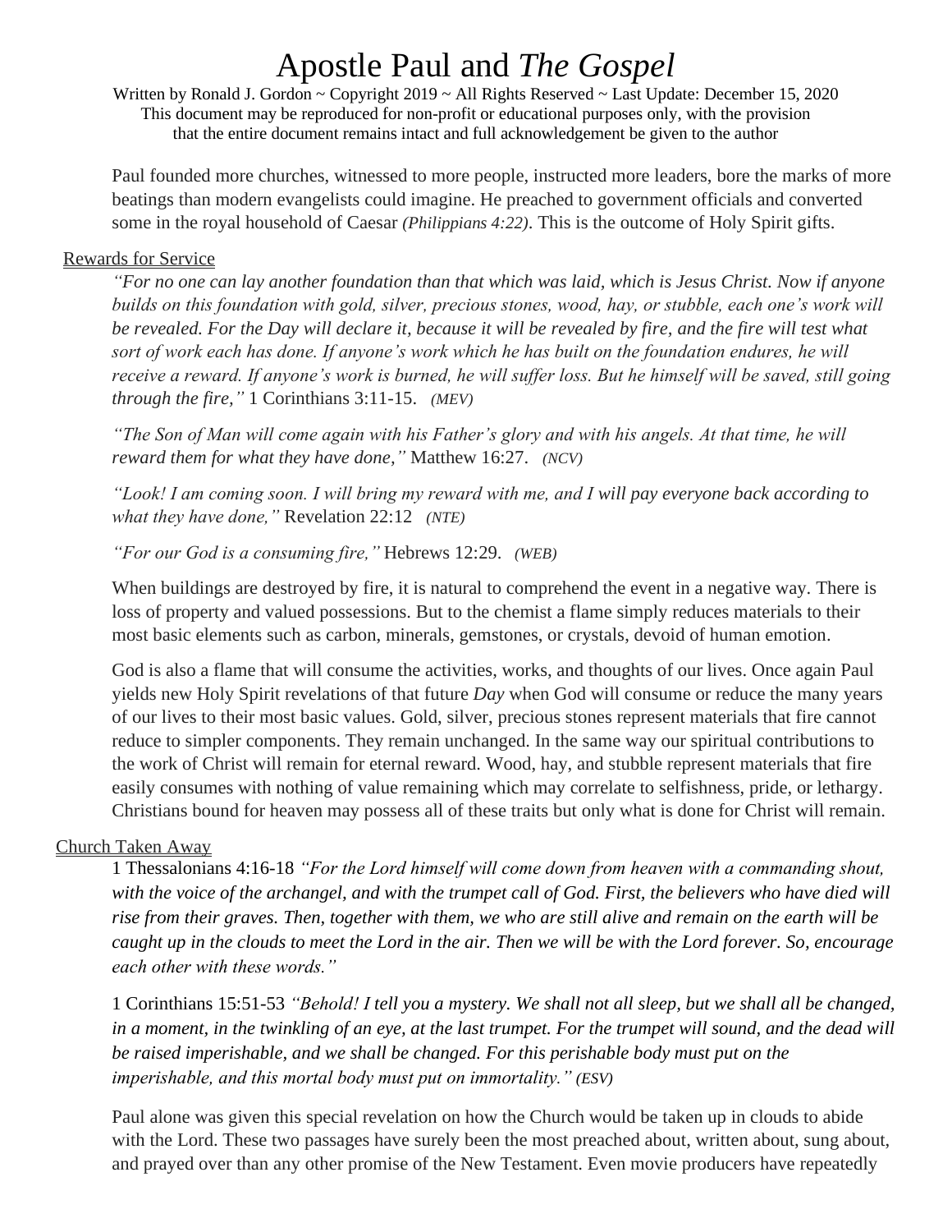# Apostle Paul and *The Gospel*

Written by Ronald J. Gordon ~ Copyright 2019 ~ All Rights Reserved ~ Last Update: December 15, 2020
This document may be reproduced for non-profit or educational purposes only, with the provision that the entire document remains intact and full acknowledgement be given to the author

Paul founded more churches, witnessed to more people, instructed more leaders, bore the marks of more beatings than modern evangelists could imagine. He preached to government officials and converted some in the royal household of Caesar *(Philippians 4:22)*. This is the outcome of Holy Spirit gifts.

## Rewards for Service

*"For no one can lay another foundation than that which was laid, which is Jesus Christ. Now if anyone builds on this foundation with gold, silver, precious stones, wood, hay, or stubble, each one's work will be revealed. For the Day will declare it, because it will be revealed by fire, and the fire will test what sort of work each has done. If anyone's work which he has built on the foundation endures, he will receive a reward. If anyone's work is burned, he will suffer loss. But he himself will be saved, still going through the fire,"* 1 Corinthians 3:11-15. *(MEV)*

*"The Son of Man will come again with his Father's glory and with his angels. At that time, he will reward them for what they have done,"* Matthew 16:27. *(NCV)*

*"Look! I am coming soon. I will bring my reward with me, and I will pay everyone back according to what they have done,"* Revelation 22:12 *(NTE)*

*"For our God is a consuming fire,"* Hebrews 12:29. *(WEB)*

When buildings are destroyed by fire, it is natural to comprehend the event in a negative way. There is loss of property and valued possessions. But to the chemist a flame simply reduces materials to their most basic elements such as carbon, minerals, gemstones, or crystals, devoid of human emotion.

God is also a flame that will consume the activities, works, and thoughts of our lives. Once again Paul yields new Holy Spirit revelations of that future *Day* when God will consume or reduce the many years of our lives to their most basic values. Gold, silver, precious stones represent materials that fire cannot reduce to simpler components. They remain unchanged. In the same way our spiritual contributions to the work of Christ will remain for eternal reward. Wood, hay, and stubble represent materials that fire easily consumes with nothing of value remaining which may correlate to selfishness, pride, or lethargy. Christians bound for heaven may possess all of these traits but only what is done for Christ will remain.

## Church Taken Away

1 Thessalonians 4:16-18 *"For the Lord himself will come down from heaven with a commanding shout, with the voice of the archangel, and with the trumpet call of God. First, the believers who have died will rise from their graves. Then, together with them, we who are still alive and remain on the earth will be caught up in the clouds to meet the Lord in the air. Then we will be with the Lord forever. So, encourage each other with these words."*

1 Corinthians 15:51-53 *"Behold! I tell you a mystery. We shall not all sleep, but we shall all be changed, in a moment, in the twinkling of an eye, at the last trumpet. For the trumpet will sound, and the dead will be raised imperishable, and we shall be changed. For this perishable body must put on the imperishable, and this mortal body must put on immortality." (ESV)*

Paul alone was given this special revelation on how the Church would be taken up in clouds to abide with the Lord. These two passages have surely been the most preached about, written about, sung about, and prayed over than any other promise of the New Testament. Even movie producers have repeatedly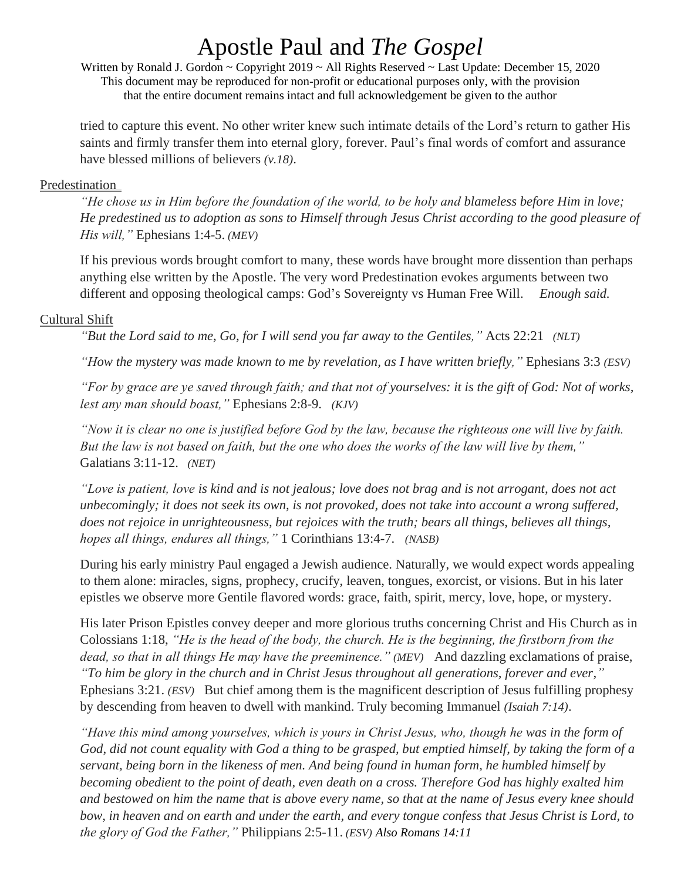tried to capture this event. No other writer knew such intimate details of the Lord's return to gather His saints and firmly transfer them into eternal glory, forever. Paul's final words of comfort and assurance have blessed millions of believers *(v.18)*.

<u>Predestination</u>

*"He chose us in Him before the foundation of the world, to be holy and blameless before Him in love; He predestined us to adoption as sons to Himself through Jesus Christ according to the good pleasure of His will,"* Ephesians 1:4-5. *(MEV)*

If his previous words brought comfort to many, these words have brought more dissention than perhaps anything else written by the Apostle. The very word Predestination evokes arguments between two different and opposing theological camps: God's Sovereignty vs Human Free Will. *Enough said.*

<u>Cultural Shift</u>

*"But the Lord said to me, Go, for I will send you far away to the Gentiles,"* Acts 22:21 *(NLT)*

*"How the mystery was made known to me by revelation, as I have written briefly,"* Ephesians 3:3 *(ESV)*

*"For by grace are ye saved through faith; and that not of yourselves: it is the gift of God: Not of works, lest any man should boast,"* Ephesians 2:8-9. *(KJV)*

*"Now it is clear no one is justified before God by the law, because the righteous one will live by faith. But the law is not based on faith, but the one who does the works of the law will live by them,"* Galatians 3:11-12. *(NET)*

*"Love is patient, love is kind and is not jealous; love does not brag and is not arrogant, does not act unbecomingly; it does not seek its own, is not provoked, does not take into account a wrong suffered, does not rejoice in unrighteousness, but rejoices with the truth; bears all things, believes all things, hopes all things, endures all things,"* 1 Corinthians 13:4-7. *(NASB)*

During his early ministry Paul engaged a Jewish audience. Naturally, we would expect words appealing to them alone: miracles, signs, prophecy, crucify, leaven, tongues, exorcist, or visions. But in his later epistles we observe more Gentile flavored words: grace, faith, spirit, mercy, love, hope, or mystery.

His later Prison Epistles convey deeper and more glorious truths concerning Christ and His Church as in Colossians 1:18, *"He is the head of the body, the church. He is the beginning, the firstborn from the dead, so that in all things He may have the preeminence." (MEV)* And dazzling exclamations of praise, *"To him be glory in the church and in Christ Jesus throughout all generations, forever and ever,"* Ephesians 3:21. *(ESV)* But chief among them is the magnificent description of Jesus fulfilling prophesy by descending from heaven to dwell with mankind. Truly becoming Immanuel *(Isaiah 7:14)*.

*"Have this mind among yourselves, which is yours in Christ Jesus, who, though he was in the form of God, did not count equality with God a thing to be grasped, but emptied himself, by taking the form of a servant, being born in the likeness of men. And being found in human form, he humbled himself by becoming obedient to the point of death, even death on a cross. Therefore God has highly exalted him and bestowed on him the name that is above every name, so that at the name of Jesus every knee should bow, in heaven and on earth and under the earth, and every tongue confess that Jesus Christ is Lord, to the glory of God the Father,"* Philippians 2:5-11. *(ESV) Also Romans 14:11*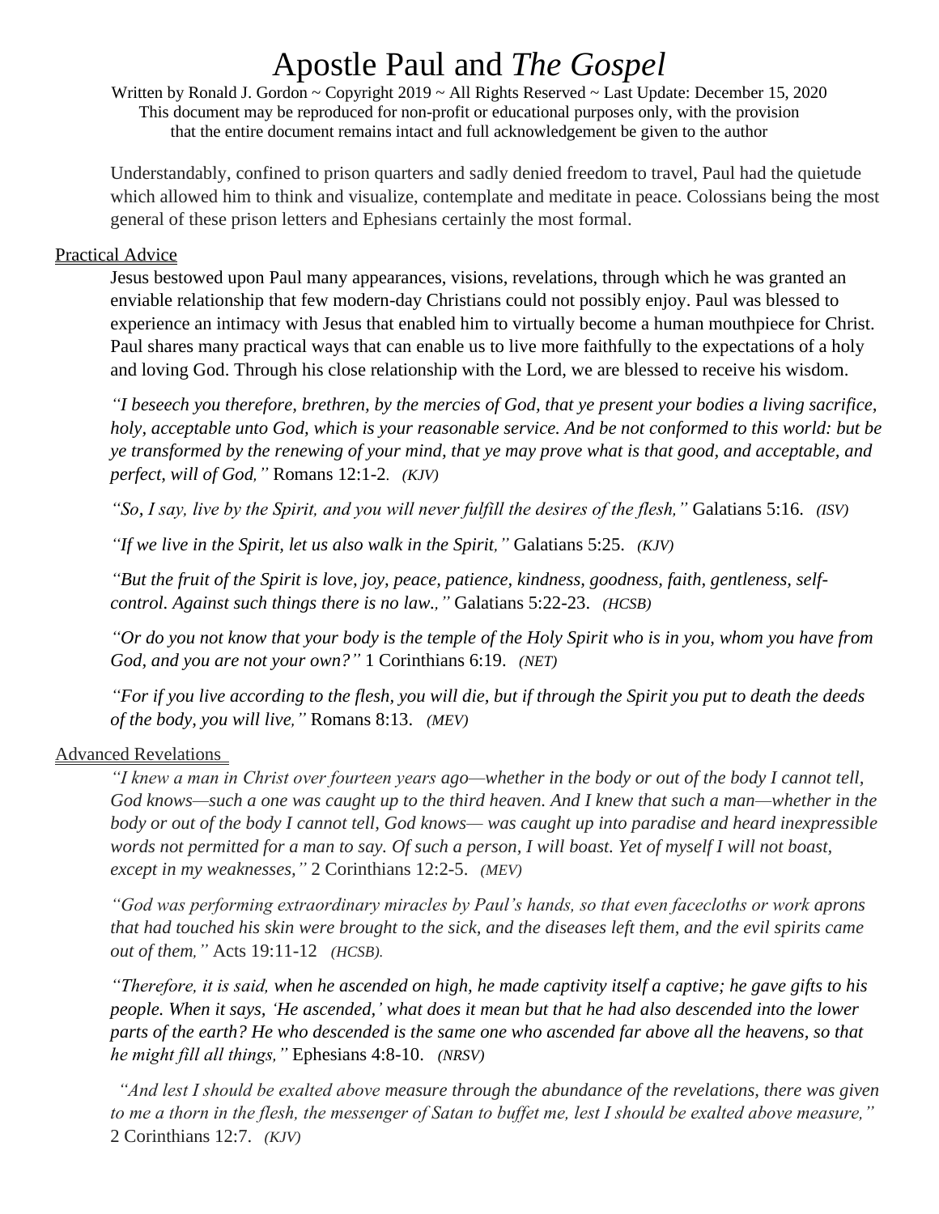# Apostle Paul and *The Gospel*

Written by Ronald J. Gordon ~ Copyright 2019 ~ All Rights Reserved ~ Last Update: December 15, 2020
This document may be reproduced for non-profit or educational purposes only, with the provision that the entire document remains intact and full acknowledgement be given to the author

Understandably, confined to prison quarters and sadly denied freedom to travel, Paul had the quietude which allowed him to think and visualize, contemplate and meditate in peace. Colossians being the most general of these prison letters and Ephesians certainly the most formal.

## Practical Advice

Jesus bestowed upon Paul many appearances, visions, revelations, through which he was granted an enviable relationship that few modern-day Christians could not possibly enjoy. Paul was blessed to experience an intimacy with Jesus that enabled him to virtually become a human mouthpiece for Christ. Paul shares many practical ways that can enable us to live more faithfully to the expectations of a holy and loving God. Through his close relationship with the Lord, we are blessed to receive his wisdom.

*"I beseech you therefore, brethren, by the mercies of God, that ye present your bodies a living sacrifice, holy, acceptable unto God, which is your reasonable service. And be not conformed to this world: but be ye transformed by the renewing of your mind, that ye may prove what is that good, and acceptable, and perfect, will of God,"* Romans 12:1-2. *(KJV)*

*"So, I say, live by the Spirit, and you will never fulfill the desires of the flesh,"* Galatians 5:16. *(ISV)*

*"If we live in the Spirit, let us also walk in the Spirit,"* Galatians 5:25. *(KJV)*

*"But the fruit of the Spirit is love, joy, peace, patience, kindness, goodness, faith, gentleness, self-control. Against such things there is no law.,"* Galatians 5:22-23. *(HCSB)*

*"Or do you not know that your body is the temple of the Holy Spirit who is in you, whom you have from God, and you are not your own?"* 1 Corinthians 6:19. *(NET)*

*"For if you live according to the flesh, you will die, but if through the Spirit you put to death the deeds of the body, you will live,"* Romans 8:13. *(MEV)*

## Advanced Revelations

*"I knew a man in Christ over fourteen years ago—whether in the body or out of the body I cannot tell, God knows—such a one was caught up to the third heaven. And I knew that such a man—whether in the body or out of the body I cannot tell, God knows— was caught up into paradise and heard inexpressible words not permitted for a man to say. Of such a person, I will boast. Yet of myself I will not boast, except in my weaknesses,"* 2 Corinthians 12:2-5. *(MEV)*

*"God was performing extraordinary miracles by Paul's hands, so that even facecloths or work aprons that had touched his skin were brought to the sick, and the diseases left them, and the evil spirits came out of them,"* Acts 19:11-12 *(HCSB).*

*"Therefore, it is said, when he ascended on high, he made captivity itself a captive; he gave gifts to his people. When it says, 'He ascended,' what does it mean but that he had also descended into the lower parts of the earth? He who descended is the same one who ascended far above all the heavens, so that he might fill all things,"* Ephesians 4:8-10. *(NRSV)*

*"And lest I should be exalted above measure through the abundance of the revelations, there was given to me a thorn in the flesh, the messenger of Satan to buffet me, lest I should be exalted above measure,"* 2 Corinthians 12:7. *(KJV)*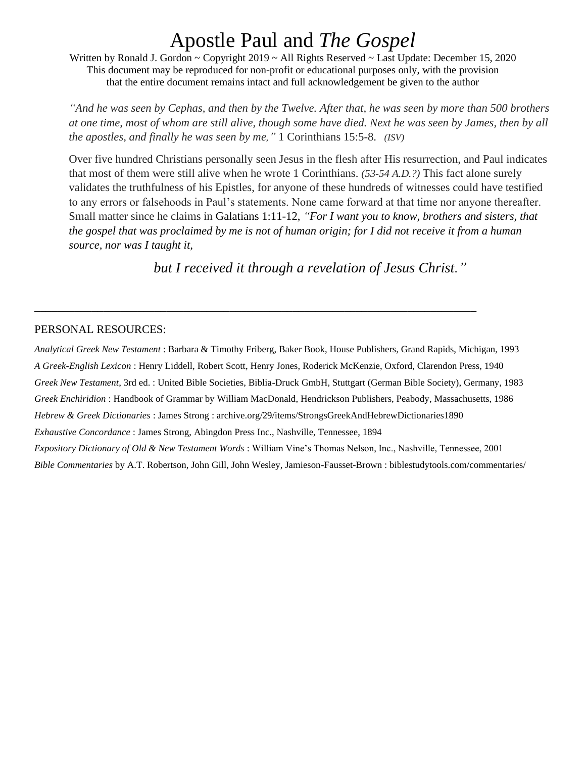# Apostle Paul and *The Gospel*

Written by Ronald J. Gordon ~ Copyright 2019 ~ All Rights Reserved ~ Last Update: December 15, 2020
This document may be reproduced for non-profit or educational purposes only, with the provision that the entire document remains intact and full acknowledgement be given to the author

*"And he was seen by Cephas, and then by the Twelve. After that, he was seen by more than 500 brothers at one time, most of whom are still alive, though some have died. Next he was seen by James, then by all the apostles, and finally he was seen by me,"* 1 Corinthians 15:5-8. *(ISV)*

Over five hundred Christians personally seen Jesus in the flesh after His resurrection, and Paul indicates that most of them were still alive when he wrote 1 Corinthians. *(53-54 A.D.?)* This fact alone surely validates the truthfulness of his Epistles, for anyone of these hundreds of witnesses could have testified to any errors or falsehoods in Paul's statements. None came forward at that time nor anyone thereafter. Small matter since he claims in Galatians 1:11-12, *"For I want you to know, brothers and sisters, that the gospel that was proclaimed by me is not of human origin; for I did not receive it from a human source, nor was I taught it,*

*but I received it through a revelation of Jesus Christ."*

---

PERSONAL RESOURCES:

*Analytical Greek New Testament* : Barbara & Timothy Friberg, Baker Book, House Publishers, Grand Rapids, Michigan, 1993

*A Greek-English Lexicon* : Henry Liddell, Robert Scott, Henry Jones, Roderick McKenzie, Oxford, Clarendon Press, 1940

*Greek New Testament*, 3rd ed. : United Bible Societies, Biblia-Druck GmbH, Stuttgart (German Bible Society), Germany, 1983

*Greek Enchiridion* : Handbook of Grammar by William MacDonald, Hendrickson Publishers, Peabody, Massachusetts, 1986

*Hebrew & Greek Dictionaries* : James Strong : archive.org/29/items/StrongsGreekAndHebrewDictionaries1890

*Exhaustive Concordance* : James Strong, Abingdon Press Inc., Nashville, Tennessee, 1894

*Expository Dictionary of Old & New Testament Words* : William Vine's Thomas Nelson, Inc., Nashville, Tennessee, 2001

*Bible Commentaries* by A.T. Robertson, John Gill, John Wesley, Jamieson-Fausset-Brown : biblestudytools.com/commentaries/